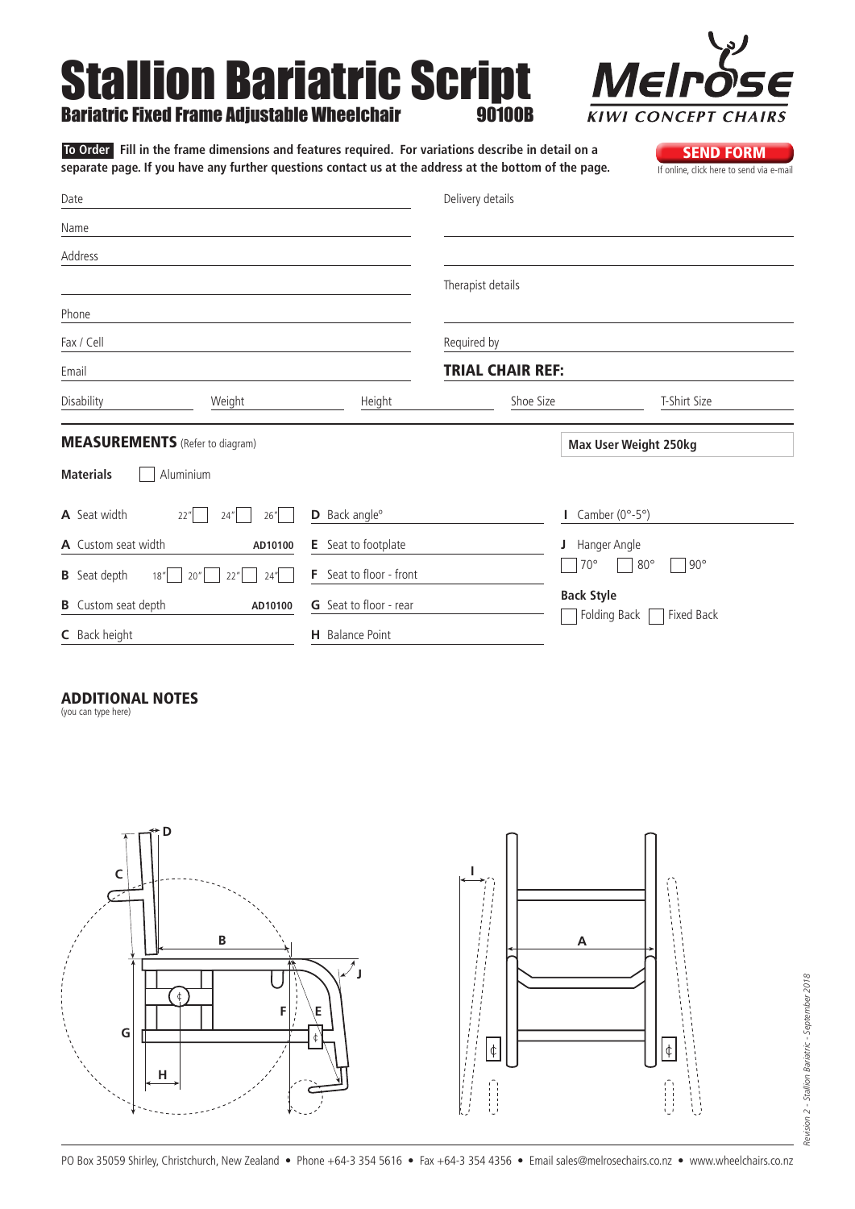# Stallion Bariatric Script

## Bariatric Fixed Frame Adjustable Wheelchair 90100B

MELROSE KIWI CONCEPT CHAIRS

**To Order** **Fill in the frame dimensions and features required. For variations describe in detail on a separate page. If you have any further questions contact us at the address at the bottom of the page.**

**SEND FORM**
If online, click here to send via e-mail

Date

Name

Address

Phone

Fax / Cell

Email

Delivery details

Therapist details

Required by

**TRIAL CHAIR REF:**

Disability Weight Height Shoe Size T-Shirt Size

## MEASUREMENTS (Refer to diagram)

**Max User Weight 250kg**

**Materials** ☐ Aluminium

**A** Seat width 22" ☐ 24" ☐ 26" ☐

**A** Custom seat width **AD10100**

**B** Seat depth 18" ☐ 20" ☐ 22" ☐ 24" ☐

**B** Custom seat depth **AD10100**

**C** Back height

**D** Back angle°

**E** Seat to footplate

**F** Seat to floor - front

**G** Seat to floor - rear

**H** Balance Point

**I** Camber (0°-5°)

**J** Hanger Angle
☐ 70° ☐ 80° ☐ 90°

**Back Style**
☐ Folding Back ☐ Fixed Back

## ADDITIONAL NOTES
(you can type here)

PO Box 35059 Shirley, Christchurch, New Zealand • Phone +64-3 354 5616 • Fax +64-3 354 4356 • Email sales@melrosechairs.co.nz • www.wheelchairs.co.nz

*Revision 2 - Stallion Bariatric - September 2018*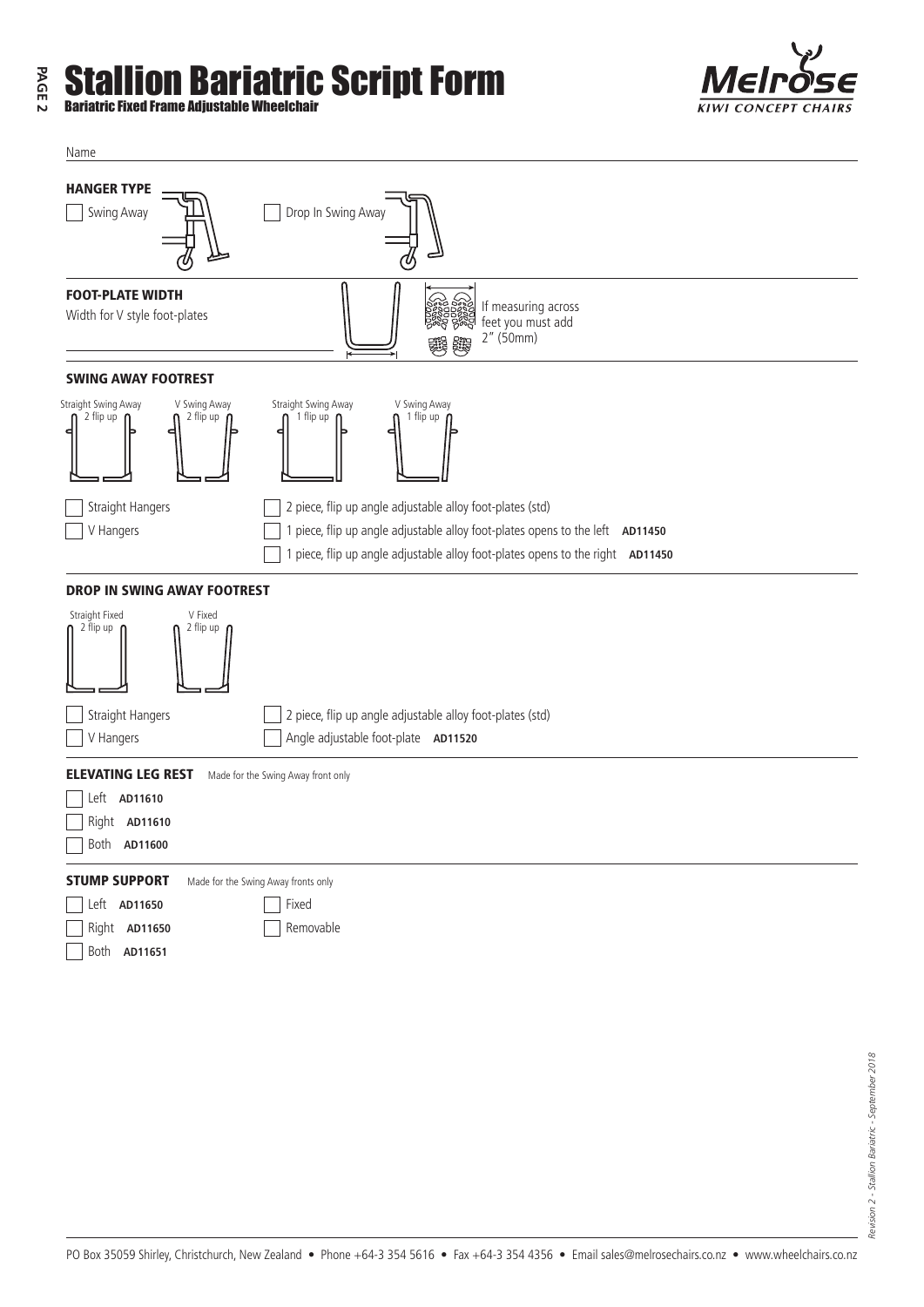# Stallion Bariatric Script Form

**Bariatric Fixed Frame Adjustable Wheelchair**

Name

## HANGER TYPE

- [ ] Swing Away
- [ ] Drop In Swing Away

## FOOT-PLATE WIDTH

Width for V style foot-plates

If measuring across feet you must add 2" (50mm)

## SWING AWAY FOOTREST

Straight Swing Away 2 flip up | V Swing Away 2 flip up | Straight Swing Away 1 flip up | V Swing Away 1 flip up

- [ ] Straight Hangers
- [ ] V Hangers

- [ ] 2 piece, flip up angle adjustable alloy foot-plates (std)
- [ ] 1 piece, flip up angle adjustable alloy foot-plates opens to the left **AD11450**
- [ ] 1 piece, flip up angle adjustable alloy foot-plates opens to the right **AD11450**

## DROP IN SWING AWAY FOOTREST

Straight Fixed 2 flip up | V Fixed 2 flip up

- [ ] Straight Hangers
- [ ] V Hangers

- [ ] 2 piece, flip up angle adjustable alloy foot-plates (std)
- [ ] Angle adjustable foot-plate **AD11520**

## ELEVATING LEG REST

Made for the Swing Away front only

- [ ] Left **AD11610**
- [ ] Right **AD11610**
- [ ] Both **AD11600**

## STUMP SUPPORT

Made for the Swing Away fronts only

- [ ] Left **AD11650**
- [ ] Right **AD11650**
- [ ] Both **AD11651**

- [ ] Fixed
- [ ] Removable

PO Box 35059 Shirley, Christchurch, New Zealand • Phone +64-3 354 5616 • Fax +64-3 354 4356 • Email sales@melrosechairs.co.nz • www.wheelchairs.co.nz

*Revision 2 - Stallion Bariatric - September 2018*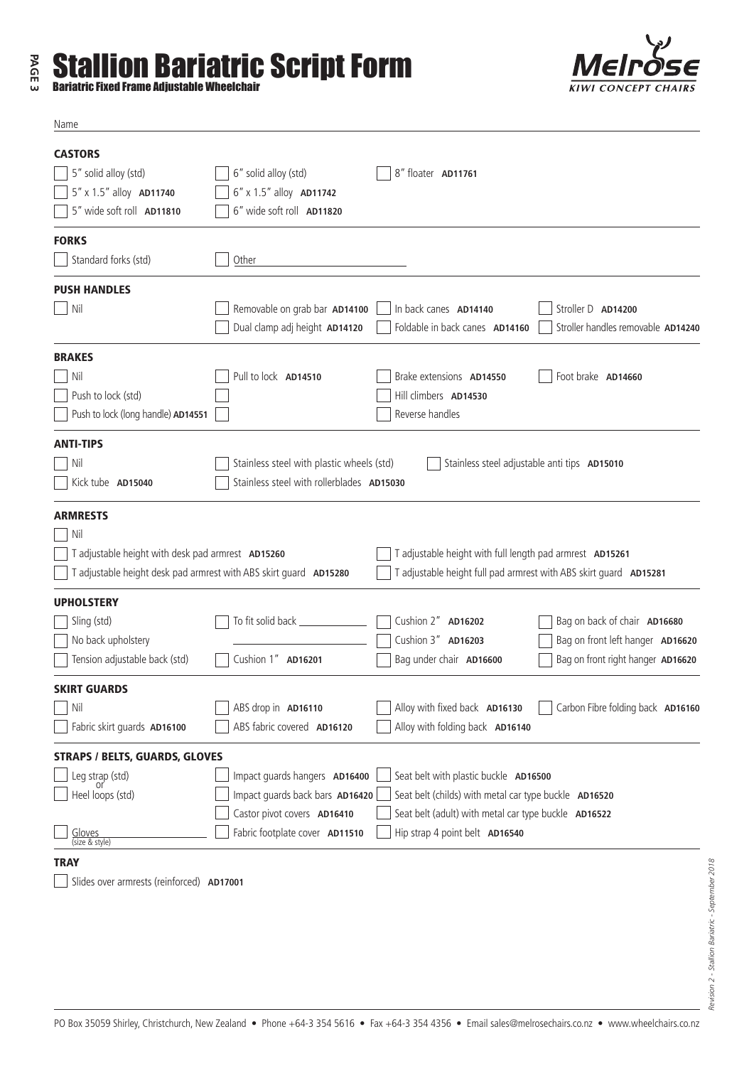# Stallion Bariatric Script Form

**Bariatric Fixed Frame Adjustable Wheelchair**

Melrose KIWI CONCEPT CHAIRS

Name

### CASTORS

- [ ] 5″ solid alloy (std)
- [ ] 5″ x 1.5″ alloy **AD11740**
- [ ] 5″ wide soft roll **AD11810**
- [ ] 6″ solid alloy (std)
- [ ] 6″ x 1.5″ alloy **AD11742**
- [ ] 6″ wide soft roll **AD11820**
- [ ] 8″ floater **AD11761**

### FORKS

- [ ] Standard forks (std)
- [ ] Other ____________________

### PUSH HANDLES

- [ ] Nil
- [ ] Removable on grab bar **AD14100**
- [ ] Dual clamp adj height **AD14120**
- [ ] In back canes **AD14140**
- [ ] Foldable in back canes **AD14160**
- [ ] Stroller D **AD14200**
- [ ] Stroller handles removable **AD14240**

### BRAKES

- [ ] Nil
- [ ] Push to lock (std)
- [ ] Push to lock (long handle) **AD14551**
- [ ] Pull to lock **AD14510**
- [ ] 
- [ ] 
- [ ] Brake extensions **AD14550**
- [ ] Hill climbers **AD14530**
- [ ] Reverse handles
- [ ] Foot brake **AD14660**

### ANTI-TIPS

- [ ] Nil
- [ ] Kick tube **AD15040**
- [ ] Stainless steel with plastic wheels (std)
- [ ] Stainless steel with rollerblades **AD15030**
- [ ] Stainless steel adjustable anti tips **AD15010**

### ARMRESTS

- [ ] Nil
- [ ] T adjustable height with desk pad armrest **AD15260**
- [ ] T adjustable height desk pad armrest with ABS skirt guard **AD15280**
- [ ] T adjustable height with full length pad armrest **AD15261**
- [ ] T adjustable height full pad armrest with ABS skirt guard **AD15281**

### UPHOLSTERY

- [ ] Sling (std)
- [ ] No back upholstery
- [ ] Tension adjustable back (std)
- [ ] To fit solid back ____________________
- [ ] Cushion 1″ **AD16201**
- [ ] Cushion 2″ **AD16202**
- [ ] Cushion 3″ **AD16203**
- [ ] Bag under chair **AD16600**
- [ ] Bag on back of chair **AD16680**
- [ ] Bag on front left hanger **AD16620**
- [ ] Bag on front right hanger **AD16620**

### SKIRT GUARDS

- [ ] Nil
- [ ] Fabric skirt guards **AD16100**
- [ ] ABS drop in **AD16110**
- [ ] ABS fabric covered **AD16120**
- [ ] Alloy with fixed back **AD16130**
- [ ] Alloy with folding back **AD16140**
- [ ] Carbon Fibre folding back **AD16160**

### STRAPS / BELTS, GUARDS, GLOVES

- [ ] Leg strap (std) or
- [ ] Heel loops (std)
- [ ] Gloves ____________________ (size & style)
- [ ] Impact guards hangers **AD16400**
- [ ] Impact guards back bars **AD16420**
- [ ] Castor pivot covers **AD16410**
- [ ] Fabric footplate cover **AD11510**
- [ ] Seat belt with plastic buckle **AD16500**
- [ ] Seat belt (childs) with metal car type buckle **AD16520**
- [ ] Seat belt (adult) with metal car type buckle **AD16522**
- [ ] Hip strap 4 point belt **AD16540**

### TRAY

- [ ] Slides over armrests (reinforced) **AD17001**

*Revision 2 - Stallion Bariatric - September 2018*

PO Box 35059 Shirley, Christchurch, New Zealand • Phone +64-3 354 5616 • Fax +64-3 354 4356 • Email sales@melrosechairs.co.nz • www.wheelchairs.co.nz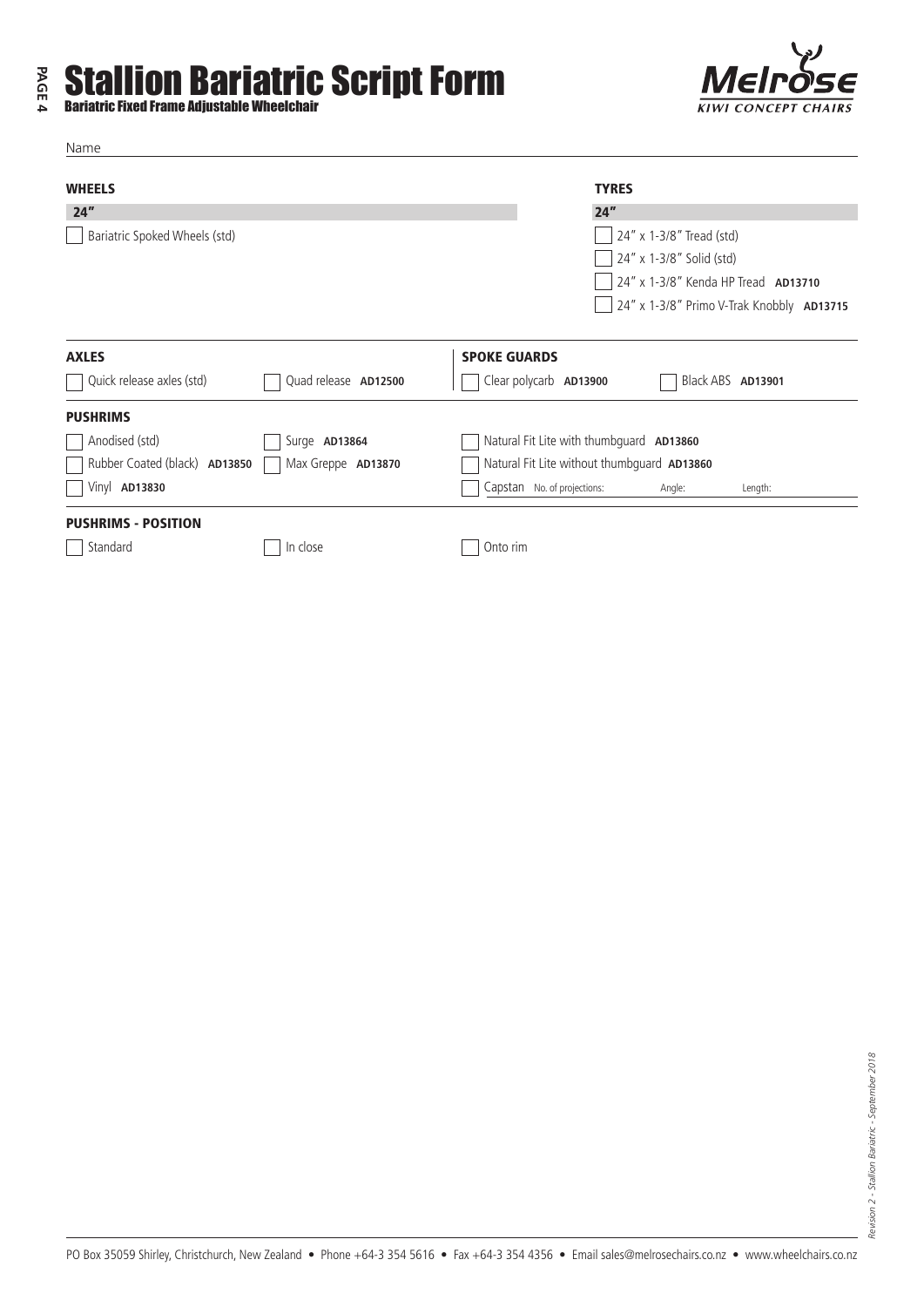# Stallion Bariatric Script Form

**Bariatric Fixed Frame Adjustable Wheelchair**

Name

**WHEELS**

**24″**

- [ ] Bariatric Spoked Wheels (std)

**TYRES**

**24″**

- [ ] 24″ x 1-3/8″ Tread (std)
- [ ] 24″ x 1-3/8″ Solid (std)
- [ ] 24″ x 1-3/8″ Kenda HP Tread **AD13710**
- [ ] 24″ x 1-3/8″ Primo V-Trak Knobbly **AD13715**

**AXLES**

- [ ] Quick release axles (std)
- [ ] Quad release **AD12500**

**SPOKE GUARDS**

- [ ] Clear polycarb **AD13900**
- [ ] Black ABS **AD13901**

**PUSHRIMS**

- [ ] Anodised (std)
- [ ] Surge **AD13864**
- [ ] Natural Fit Lite with thumbguard **AD13860**
- [ ] Rubber Coated (black) **AD13850**
- [ ] Max Greppe **AD13870**
- [ ] Natural Fit Lite without thumbguard **AD13860**
- [ ] Vinyl **AD13830**
- [ ] Capstan No. of projections: Angle: Length:

**PUSHRIMS - POSITION**

- [ ] Standard
- [ ] In close
- [ ] Onto rim

PO Box 35059 Shirley, Christchurch, New Zealand • Phone +64-3 354 5616 • Fax +64-3 354 4356 • Email sales@melrosechairs.co.nz • www.wheelchairs.co.nz

*Revision 2 - Stallion Bariatric - September 2018*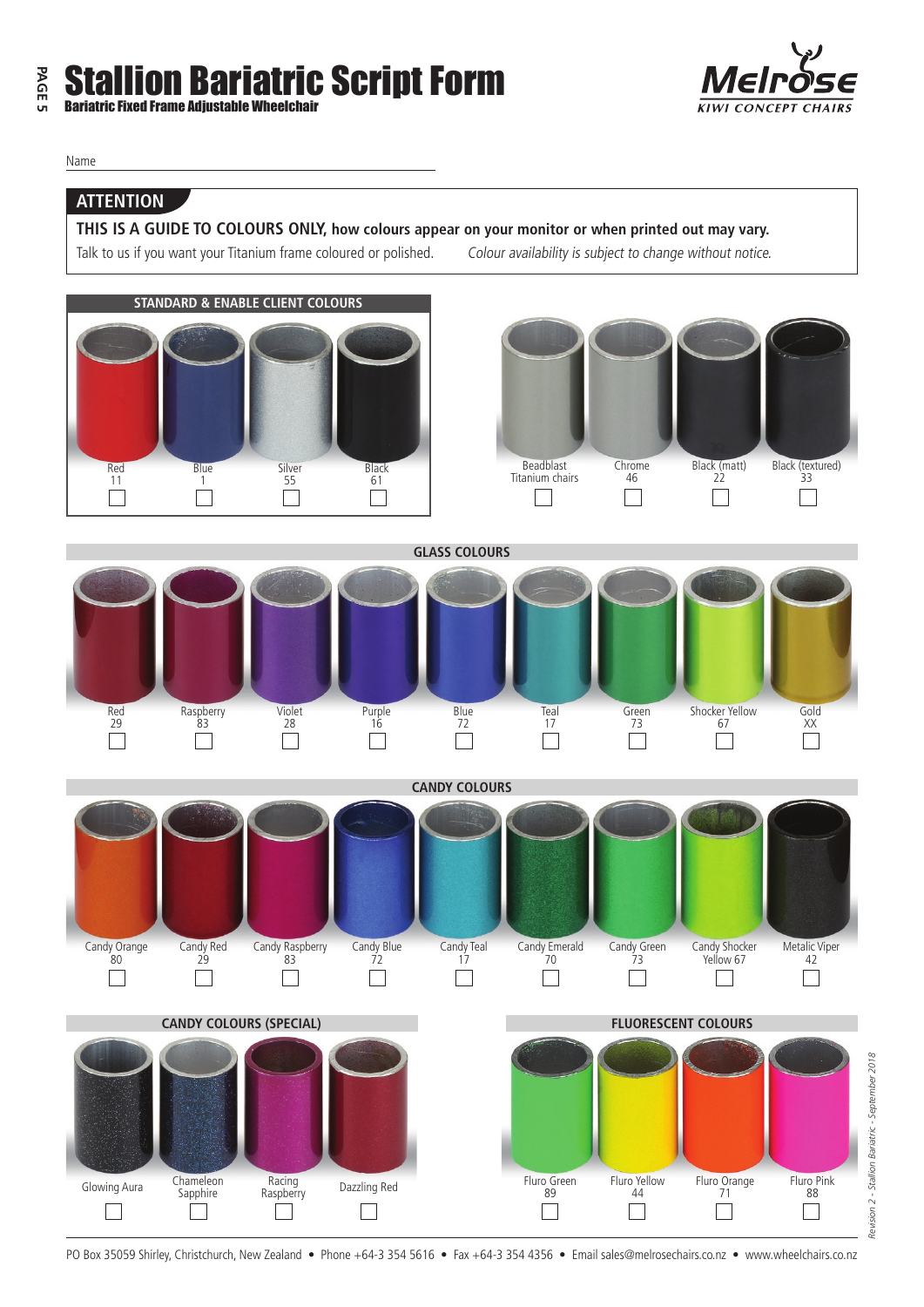# Stallion Bariatric Script Form

**Bariatric Fixed Frame Adjustable Wheelchair**

Name

## ATTENTION

**THIS IS A GUIDE TO COLOURS ONLY, how colours appear on your monitor or when printed out may vary.**

Talk to us if you want your Titanium frame coloured or polished. *Colour availability is subject to change without notice.*

### STANDARD & ENABLE CLIENT COLOURS

| | | | |
|---|---|---|---|
| Red 11 ☐ | Blue 1 ☐ | Silver 55 ☐ | Black 61 ☐ |

| | | | |
|---|---|---|---|
| Beadblast Titanium chairs ☐ | Chrome 46 ☐ | Black (matt) 22 ☐ | Black (textured) 33 ☐ |

### GLASS COLOURS

| | | | | | | | | |
|---|---|---|---|---|---|---|---|---|
| Red 29 ☐ | Raspberry 83 ☐ | Violet 28 ☐ | Purple 16 ☐ | Blue 72 ☐ | Teal 17 ☐ | Green 73 ☐ | Shocker Yellow 67 ☐ | Gold XX ☐ |

### CANDY COLOURS

| | | | | | | | | |
|---|---|---|---|---|---|---|---|---|
| Candy Orange 80 ☐ | Candy Red 29 ☐ | Candy Raspberry 83 ☐ | Candy Blue 72 ☐ | Candy Teal 17 ☐ | Candy Emerald 70 ☐ | Candy Green 73 ☐ | Candy Shocker Yellow 67 ☐ | Metalic Viper 42 ☐ |

### CANDY COLOURS (SPECIAL)

| | | | |
|---|---|---|---|
| Glowing Aura ☐ | Chameleon Sapphire ☐ | Racing Raspberry ☐ | Dazzling Red ☐ |

### FLUORESCENT COLOURS

| | | | |
|---|---|---|---|
| Fluro Green 89 ☐ | Fluro Yellow 44 ☐ | Fluro Orange 71 ☐ | Fluro Pink 88 ☐ |

*Revision 2 - Stallion Bariatric - September 2018*

PO Box 35059 Shirley, Christchurch, New Zealand • Phone +64-3 354 5616 • Fax +64-3 354 4356 • Email sales@melrosechairs.co.nz • www.wheelchairs.co.nz